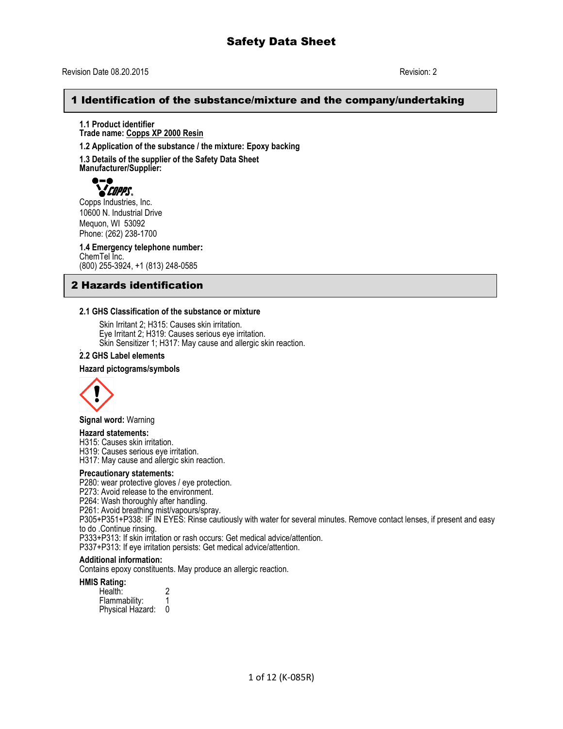# Safety Data Sheet

Revision Date 08.20.2015 Revision: 2

## 1 Identification of the substance/mixture and the company/undertaking

**1.1 Product identifier**
**Trade name: Copps XP 2000 Resin**

**1.2 Application of the substance / the mixture: Epoxy backing**

**1.3 Details of the supplier of the Safety Data Sheet**
**Manufacturer/Supplier:**

Copps Industries, Inc.
10600 N. Industrial Drive
Mequon, WI 53092
Phone: (262) 238-1700

**1.4 Emergency telephone number:**
ChemTel Inc.
(800) 255-3924, +1 (813) 248-0585

## 2 Hazards identification

**2.1 GHS Classification of the substance or mixture**

Skin Irritant 2; H315: Causes skin irritation.
Eye Irritant 2; H319: Causes serious eye irritation.
Skin Sensitizer 1; H317: May cause and allergic skin reaction.

**2.2 GHS Label elements**

**Hazard pictograms/symbols**

**Signal word:** Warning

**Hazard statements:**
H315: Causes skin irritation.
H319: Causes serious eye irritation.
H317: May cause and allergic skin reaction.

**Precautionary statements:**
P280: wear protective gloves / eye protection.
P273: Avoid release to the environment.
P264: Wash thoroughly after handling.
P261: Avoid breathing mist/vapours/spray.
P305+P351+P338: IF IN EYES: Rinse cautiously with water for several minutes. Remove contact lenses, if present and easy to do .Continue rinsing.
P333+P313: If skin irritation or rash occurs: Get medical advice/attention.
P337+P313: If eye irritation persists: Get medical advice/attention.

**Additional information:**
Contains epoxy constituents. May produce an allergic reaction.

**HMIS Rating:**

| | |
|---|---|
| Health: | 2 |
| Flammability: | 1 |
| Physical Hazard: | 0 |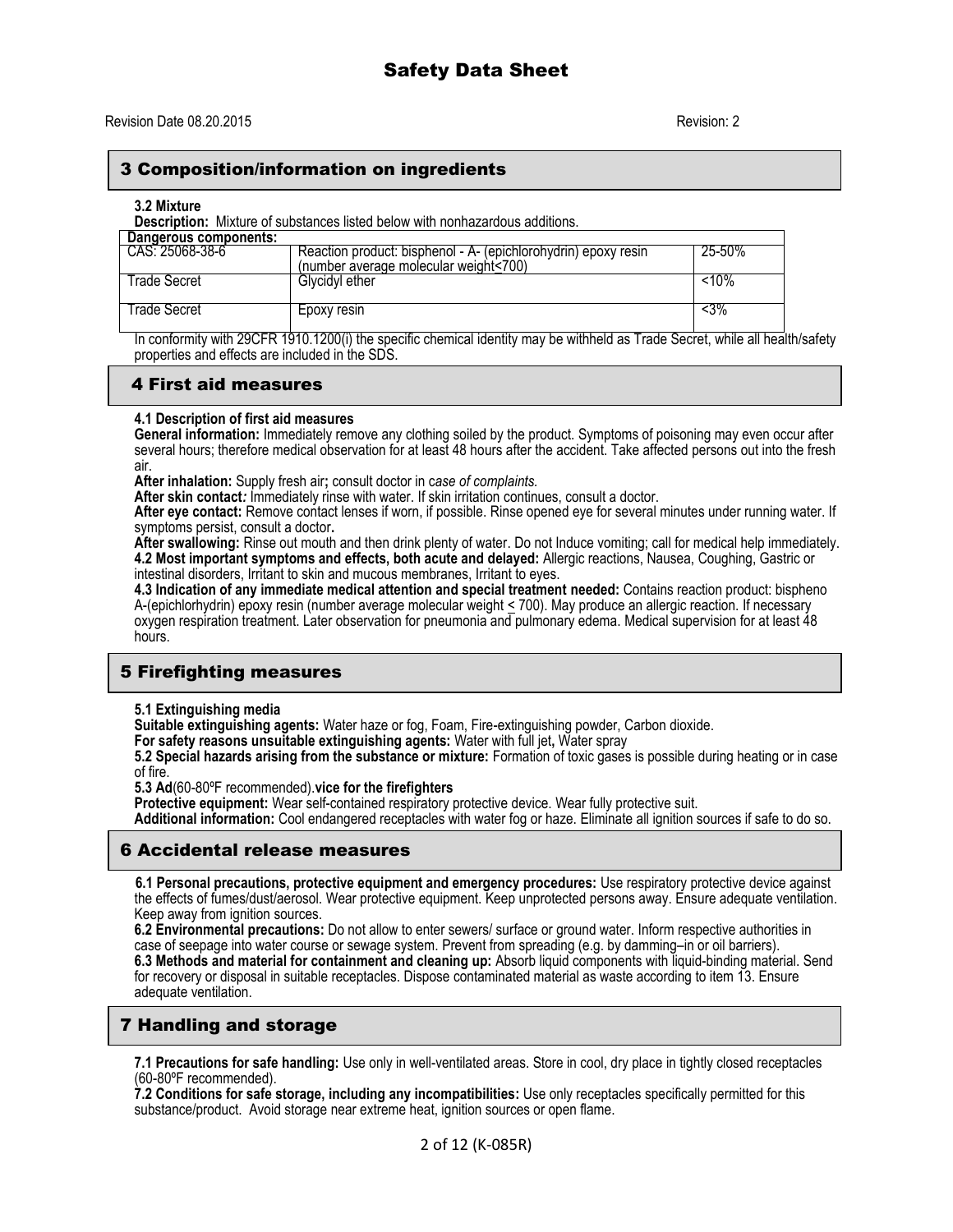# Safety Data Sheet

Revision Date 08.20.2015 Revision: 2

## 3 Composition/information on ingredients

**3.2 Mixture**

**Description:** Mixture of substances listed below with nonhazardous additions.

| Dangerous components: | | |
|---|---|---|
| CAS: 25068-38-6 | Reaction product: bisphenol - A- (epichlorohydrin) epoxy resin (number average molecular weight<700) | 25-50% |
| Trade Secret | Glycidyl ether | <10% |
| Trade Secret | Epoxy resin | <3% |

In conformity with 29CFR 1910.1200(i) the specific chemical identity may be withheld as Trade Secret, while all health/safety properties and effects are included in the SDS.

## 4 First aid measures

**4.1 Description of first aid measures**

**General information:** Immediately remove any clothing soiled by the product. Symptoms of poisoning may even occur after several hours; therefore medical observation for at least 48 hours after the accident. Take affected persons out into the fresh air.

**After inhalation:** Supply fresh air**;** consult doctor in c*ase of complaints.*

**After skin contact***:* Immediately rinse with water. If skin irritation continues, consult a doctor.

**After eye contact:** Remove contact lenses if worn, if possible. Rinse opened eye for several minutes under running water. If symptoms persist, consult a doctor**.**

**After swallowing:** Rinse out mouth and then drink plenty of water. Do not Induce vomiting; call for medical help immediately.

**4.2 Most important symptoms and effects, both acute and delayed:** Allergic reactions, Nausea, Coughing, Gastric or intestinal disorders, Irritant to skin and mucous membranes, Irritant to eyes.

**4.3 Indication of any immediate medical attention and special treatment needed:** Contains reaction product: bispheno A-(epichlorhydrin) epoxy resin (number average molecular weight ≤ 700). May produce an allergic reaction. If necessary oxygen respiration treatment. Later observation for pneumonia and pulmonary edema. Medical supervision for at least 48 hours.

## 5 Firefighting measures

**5.1 Extinguishing media**

**Suitable extinguishing agents:** Water haze or fog, Foam, Fire-extinguishing powder, Carbon dioxide.

**For safety reasons unsuitable extinguishing agents:** Water with full jet**,** Water spray

**5.2 Special hazards arising from the substance or mixture:** Formation of toxic gases is possible during heating or in case of fire.

**5.3 Ad**(60-80ºF recommended).**vice for the firefighters**

**Protective equipment:** Wear self-contained respiratory protective device. Wear fully protective suit.

**Additional information:** Cool endangered receptacles with water fog or haze. Eliminate all ignition sources if safe to do so.

## 6 Accidental release measures

**6.1 Personal precautions, protective equipment and emergency procedures:** Use respiratory protective device against the effects of fumes/dust/aerosol. Wear protective equipment. Keep unprotected persons away. Ensure adequate ventilation. Keep away from ignition sources.

**6.2 Environmental precautions:** Do not allow to enter sewers/ surface or ground water. Inform respective authorities in case of seepage into water course or sewage system. Prevent from spreading (e.g. by damming–in or oil barriers).

**6.3 Methods and material for containment and cleaning up:** Absorb liquid components with liquid-binding material. Send for recovery or disposal in suitable receptacles. Dispose contaminated material as waste according to item 13. Ensure adequate ventilation.

## 7 Handling and storage

**7.1 Precautions for safe handling:** Use only in well-ventilated areas. Store in cool, dry place in tightly closed receptacles (60-80ºF recommended).

**7.2 Conditions for safe storage, including any incompatibilities:** Use only receptacles specifically permitted for this substance/product. Avoid storage near extreme heat, ignition sources or open flame.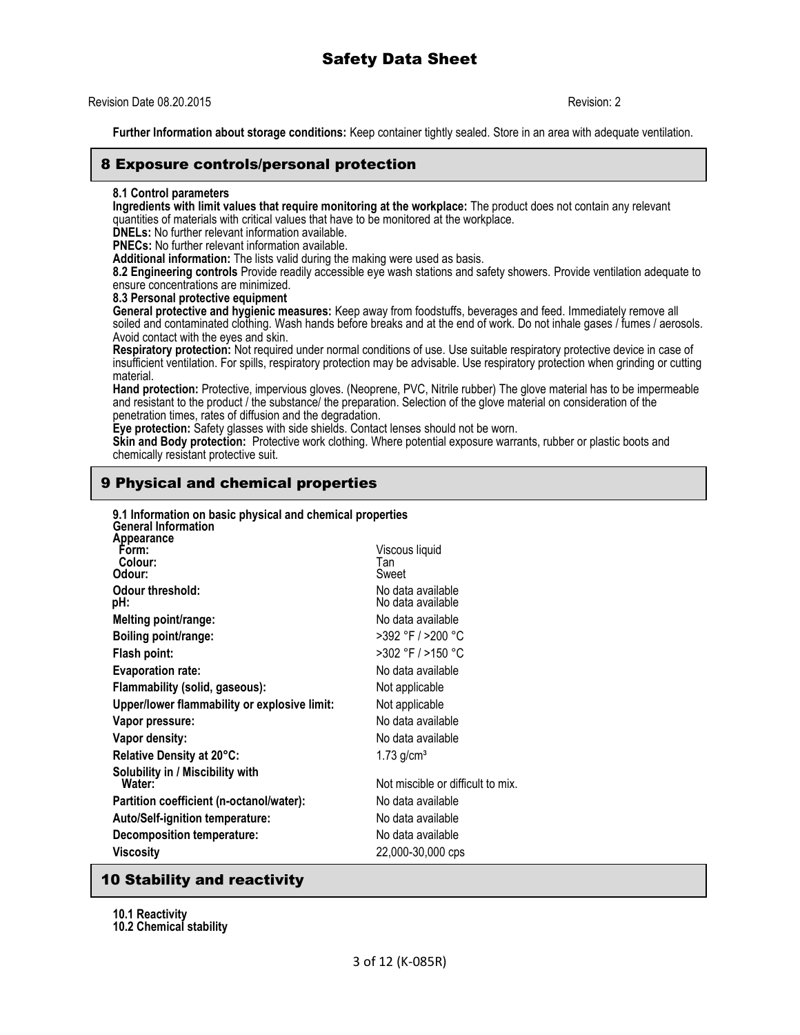**Further Information about storage conditions:** Keep container tightly sealed. Store in an area with adequate ventilation.

## 8 Exposure controls/personal protection

**8.1 Control parameters**

**Ingredients with limit values that require monitoring at the workplace:** The product does not contain any relevant quantities of materials with critical values that have to be monitored at the workplace.

**DNELs:** No further relevant information available.

**PNECs:** No further relevant information available.

**Additional information:** The lists valid during the making were used as basis.

**8.2 Engineering controls** Provide readily accessible eye wash stations and safety showers. Provide ventilation adequate to ensure concentrations are minimized.

**8.3 Personal protective equipment**

**General protective and hygienic measures:** Keep away from foodstuffs, beverages and feed. Immediately remove all soiled and contaminated clothing. Wash hands before breaks and at the end of work. Do not inhale gases / fumes / aerosols. Avoid contact with the eyes and skin.

**Respiratory protection:** Not required under normal conditions of use. Use suitable respiratory protective device in case of insufficient ventilation. For spills, respiratory protection may be advisable. Use respiratory protection when grinding or cutting material.

**Hand protection:** Protective, impervious gloves. (Neoprene, PVC, Nitrile rubber) The glove material has to be impermeable and resistant to the product / the substance/ the preparation. Selection of the glove material on consideration of the penetration times, rates of diffusion and the degradation.

**Eye protection:** Safety glasses with side shields. Contact lenses should not be worn.

**Skin and Body protection:** Protective work clothing. Where potential exposure warrants, rubber or plastic boots and chemically resistant protective suit.

## 9 Physical and chemical properties

**9.1 Information on basic physical and chemical properties**

**General Information**

| Property | Value |
|---|---|
| **Appearance** | |
| **Form:** | Viscous liquid |
| **Colour:** | Tan |
| **Odour:** | Sweet |
| **Odour threshold:** | No data available |
| **pH:** | No data available |
| **Melting point/range:** | No data available |
| **Boiling point/range:** | >392 °F / >200 °C |
| **Flash point:** | >302 °F / >150 °C |
| **Evaporation rate:** | No data available |
| **Flammability (solid, gaseous):** | Not applicable |
| **Upper/lower flammability or explosive limit:** | Not applicable |
| **Vapor pressure:** | No data available |
| **Vapor density:** | No data available |
| **Relative Density at 20°C:** | 1.73 g/cm³ |
| **Solubility in / Miscibility with Water:** | Not miscible or difficult to mix. |
| **Partition coefficient (n-octanol/water):** | No data available |
| **Auto/Self-ignition temperature:** | No data available |
| **Decomposition temperature:** | No data available |
| **Viscosity** | 22,000-30,000 cps |

## 10 Stability and reactivity

**10.1 Reactivity**

**10.2 Chemical stability**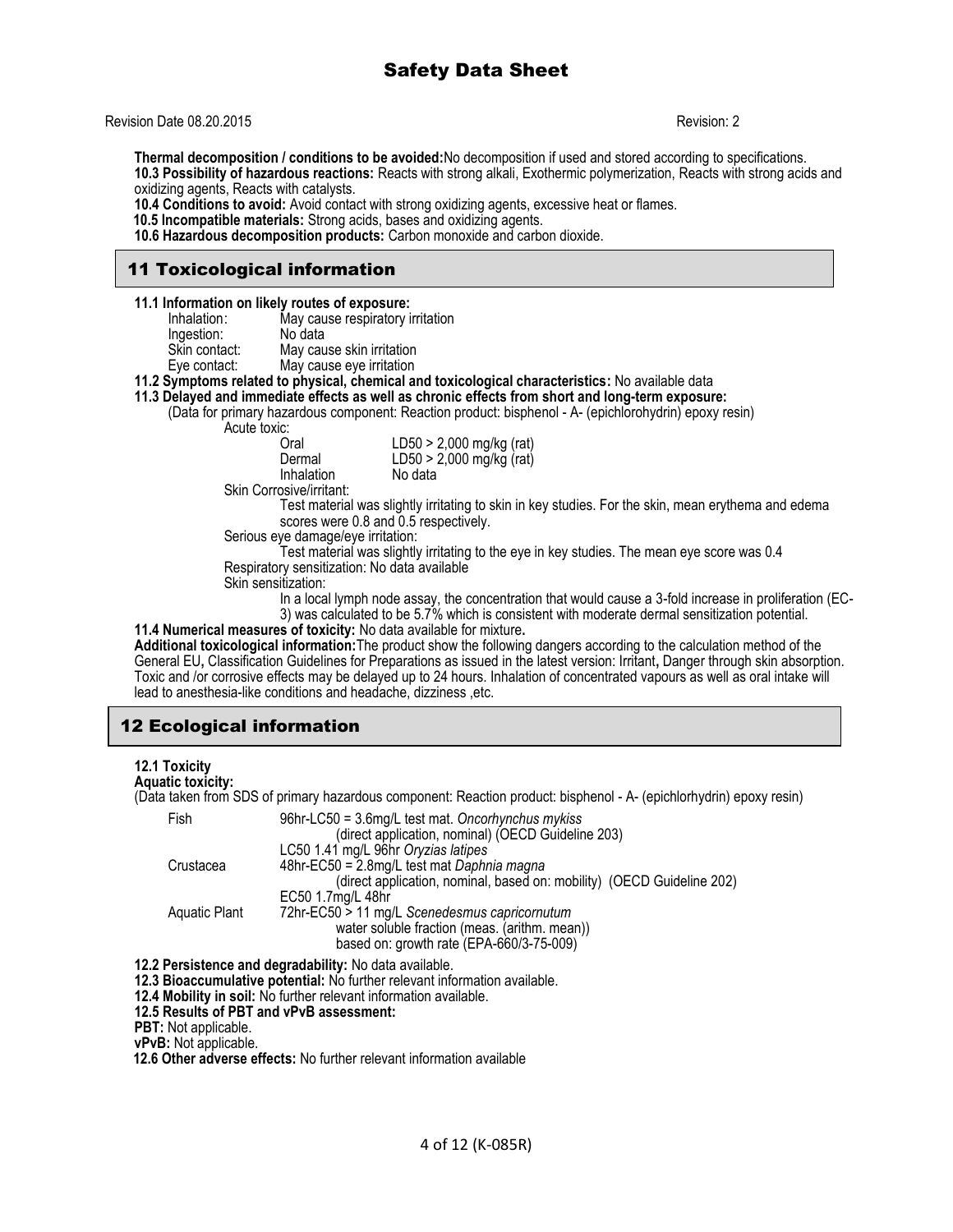**Thermal decomposition / conditions to be avoided:** No decomposition if used and stored according to specifications.

**10.3 Possibility of hazardous reactions:** Reacts with strong alkali, Exothermic polymerization, Reacts with strong acids and oxidizing agents, Reacts with catalysts.

**10.4 Conditions to avoid:** Avoid contact with strong oxidizing agents, excessive heat or flames.

**10.5 Incompatible materials:** Strong acids, bases and oxidizing agents.

**10.6 Hazardous decomposition products:** Carbon monoxide and carbon dioxide.

## 11 Toxicological information

**11.1 Information on likely routes of exposure:**

- Inhalation: May cause respiratory irritation
- Ingestion: No data
- Skin contact: May cause skin irritation
- Eye contact: May cause eye irritation

**11.2 Symptoms related to physical, chemical and toxicological characteristics:** No available data

**11.3 Delayed and immediate effects as well as chronic effects from short and long-term exposure:**

(Data for primary hazardous component: Reaction product: bisphenol - A- (epichlorohydrin) epoxy resin)

Acute toxic:

| | |
|---|---|
| Oral | LD50 > 2,000 mg/kg (rat) |
| Dermal | LD50 > 2,000 mg/kg (rat) |
| Inhalation | No data |

Skin Corrosive/irritant:

Test material was slightly irritating to skin in key studies. For the skin, mean erythema and edema scores were 0.8 and 0.5 respectively.

Serious eye damage/eye irritation:

Test material was slightly irritating to the eye in key studies. The mean eye score was 0.4

Respiratory sensitization: No data available

Skin sensitization:

In a local lymph node assay, the concentration that would cause a 3-fold increase in proliferation (EC-3) was calculated to be 5.7% which is consistent with moderate dermal sensitization potential.

**11.4 Numerical measures of toxicity:** No data available for mixture**.**

**Additional toxicological information:** The product show the following dangers according to the calculation method of the General EU**,** Classification Guidelines for Preparations as issued in the latest version: Irritant**,** Danger through skin absorption. Toxic and /or corrosive effects may be delayed up to 24 hours. Inhalation of concentrated vapours as well as oral intake will lead to anesthesia-like conditions and headache, dizziness ,etc.

## 12 Ecological information

**12.1 Toxicity**

**Aquatic toxicity:**

(Data taken from SDS of primary hazardous component: Reaction product: bisphenol - A- (epichlorhydrin) epoxy resin)

| | |
|---|---|
| Fish | 96hr-LC50 = 3.6mg/L test mat. *Oncorhynchus mykiss* (direct application, nominal) (OECD Guideline 203)<br>LC50 1.41 mg/L 96hr *Oryzias latipes* |
| Crustacea | 48hr-EC50 = 2.8mg/L test mat *Daphnia magna* (direct application, nominal, based on: mobility) (OECD Guideline 202)<br>EC50 1.7mg/L 48hr |
| Aquatic Plant | 72hr-EC50 > 11 mg/L *Scenedesmus capricornutum* water soluble fraction (meas. (arithm. mean)) based on: growth rate (EPA-660/3-75-009) |

**12.2 Persistence and degradability:** No data available.

**12.3 Bioaccumulative potential:** No further relevant information available.

**12.4 Mobility in soil:** No further relevant information available.

**12.5 Results of PBT and vPvB assessment:**

**PBT:** Not applicable.

**vPvB:** Not applicable.

**12.6 Other adverse effects:** No further relevant information available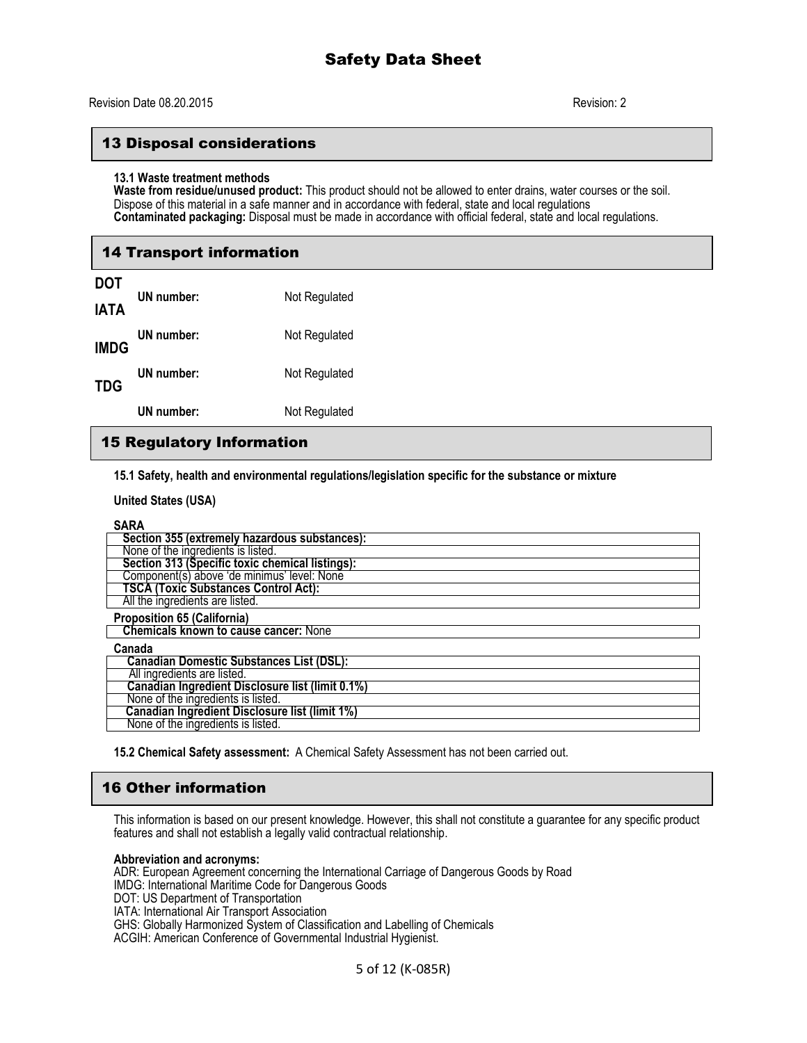# Safety Data Sheet

Revision Date 08.20.2015 Revision: 2

## 13 Disposal considerations

**13.1 Waste treatment methods**

**Waste from residue/unused product:** This product should not be allowed to enter drains, water courses or the soil. Dispose of this material in a safe manner and in accordance with federal, state and local regulations

**Contaminated packaging:** Disposal must be made in accordance with official federal, state and local regulations.

## 14 Transport information

**DOT**

**UN number:** Not Regulated

**IATA**

**UN number:** Not Regulated

**IMDG**

**UN number:** Not Regulated

**TDG**

**UN number:** Not Regulated

## 15 Regulatory Information

**15.1 Safety, health and environmental regulations/legislation specific for the substance or mixture**

**United States (USA)**

**SARA**

| **Section 355 (extremely hazardous substances):** |
|---|
| None of the ingredients is listed. |
| **Section 313 (Specific toxic chemical listings):** |
| Component(s) above 'de minimus' level: None |
| **TSCA (Toxic Substances Control Act):** |
| All the ingredients are listed. |

**Proposition 65 (California)**

| **Chemicals known to cause cancer:** None |
|---|

**Canada**

| **Canadian Domestic Substances List (DSL):** |
|---|
| All ingredients are listed. |
| **Canadian Ingredient Disclosure list (limit 0.1%)** |
| None of the ingredients is listed. |
| **Canadian Ingredient Disclosure list (limit 1%)** |
| None of the ingredients is listed. |

**15.2 Chemical Safety assessment:** A Chemical Safety Assessment has not been carried out.

## 16 Other information

This information is based on our present knowledge. However, this shall not constitute a guarantee for any specific product features and shall not establish a legally valid contractual relationship.

**Abbreviation and acronyms:**

ADR: European Agreement concerning the International Carriage of Dangerous Goods by Road
IMDG: International Maritime Code for Dangerous Goods
DOT: US Department of Transportation
IATA: International Air Transport Association
GHS: Globally Harmonized System of Classification and Labelling of Chemicals
ACGIH: American Conference of Governmental Industrial Hygienist.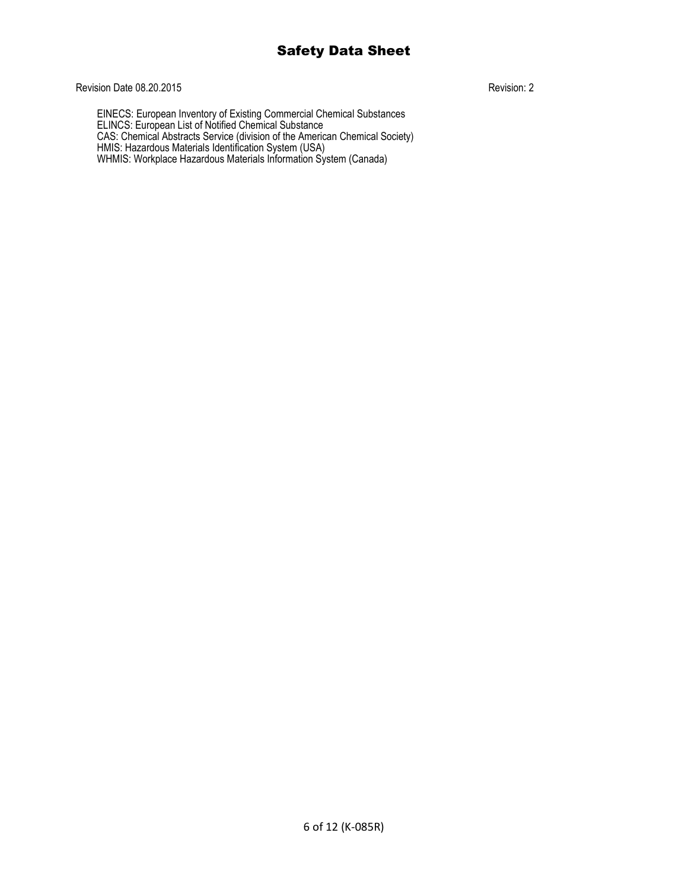EINECS: European Inventory of Existing Commercial Chemical Substances
ELINCS: European List of Notified Chemical Substance
CAS: Chemical Abstracts Service (division of the American Chemical Society)
HMIS: Hazardous Materials Identification System (USA)
WHMIS: Workplace Hazardous Materials Information System (Canada)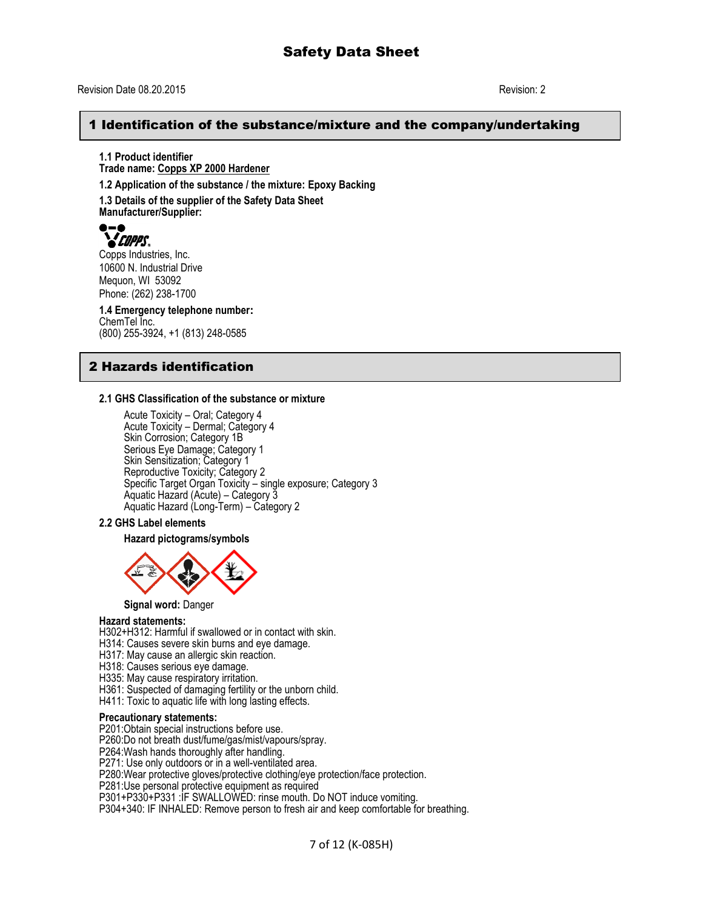# Safety Data Sheet

Revision Date 08.20.2015 Revision: 2

## 1 Identification of the substance/mixture and the company/undertaking

**1.1 Product identifier**
**Trade name: Copps XP 2000 Hardener**

**1.2 Application of the substance / the mixture: Epoxy Backing**

**1.3 Details of the supplier of the Safety Data Sheet**
**Manufacturer/Supplier:**

Copps Industries, Inc.
10600 N. Industrial Drive
Mequon, WI 53092
Phone: (262) 238-1700

**1.4 Emergency telephone number:**
ChemTel Inc.
(800) 255-3924, +1 (813) 248-0585

## 2 Hazards identification

**2.1 GHS Classification of the substance or mixture**

Acute Toxicity – Oral; Category 4
Acute Toxicity – Dermal; Category 4
Skin Corrosion; Category 1B
Serious Eye Damage; Category 1
Skin Sensitization; Category 1
Reproductive Toxicity; Category 2
Specific Target Organ Toxicity – single exposure; Category 3
Aquatic Hazard (Acute) – Category 3
Aquatic Hazard (Long-Term) – Category 2

**2.2 GHS Label elements**

**Hazard pictograms/symbols**

**Signal word:** Danger

**Hazard statements:**
H302+H312: Harmful if swallowed or in contact with skin.
H314: Causes severe skin burns and eye damage.
H317: May cause an allergic skin reaction.
H318: Causes serious eye damage.
H335: May cause respiratory irritation.
H361: Suspected of damaging fertility or the unborn child.
H411: Toxic to aquatic life with long lasting effects.

**Precautionary statements:**
P201:Obtain special instructions before use.
P260:Do not breath dust/fume/gas/mist/vapours/spray.
P264:Wash hands thoroughly after handling.
P271: Use only outdoors or in a well-ventilated area.
P280:Wear protective gloves/protective clothing/eye protection/face protection.
P281:Use personal protective equipment as required
P301+P330+P331 :IF SWALLOWED: rinse mouth. Do NOT induce vomiting.
P304+340: IF INHALED: Remove person to fresh air and keep comfortable for breathing.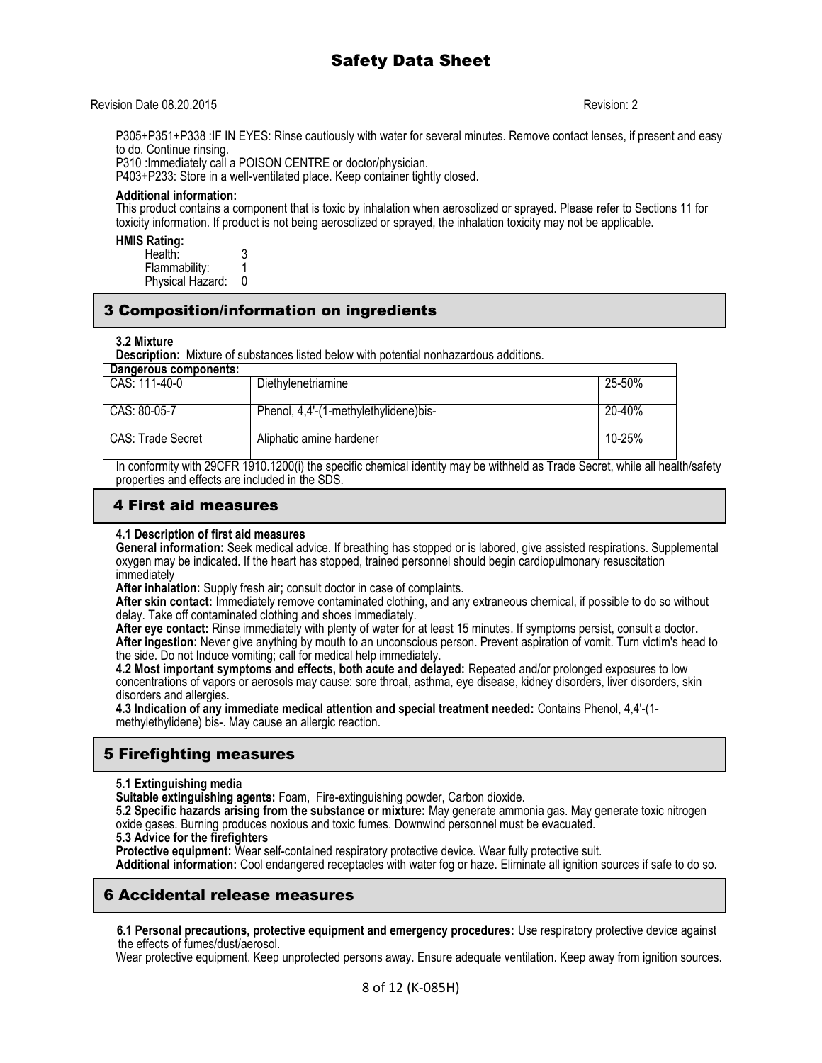P305+P351+P338 :IF IN EYES: Rinse cautiously with water for several minutes. Remove contact lenses, if present and easy to do. Continue rinsing.
P310 :Immediately call a POISON CENTRE or doctor/physician.
P403+P233: Store in a well-ventilated place. Keep container tightly closed.

**Additional information:**
This product contains a component that is toxic by inhalation when aerosolized or sprayed. Please refer to Sections 11 for toxicity information. If product is not being aerosolized or sprayed, the inhalation toxicity may not be applicable.

**HMIS Rating:**
Health: 3
Flammability: 1
Physical Hazard: 0

## 3 Composition/information on ingredients

**3.2 Mixture**
**Description:** Mixture of substances listed below with potential nonhazardous additions.

| Dangerous components: | | |
|---|---|---|
| CAS: 111-40-0 | Diethylenetriamine | 25-50% |
| CAS: 80-05-7 | Phenol, 4,4'-(1-methylethylidene)bis- | 20-40% |
| CAS: Trade Secret | Aliphatic amine hardener | 10-25% |

In conformity with 29CFR 1910.1200(i) the specific chemical identity may be withheld as Trade Secret, while all health/safety properties and effects are included in the SDS.

## 4 First aid measures

**4.1 Description of first aid measures**
**General information:** Seek medical advice. If breathing has stopped or is labored, give assisted respirations. Supplemental oxygen may be indicated. If the heart has stopped, trained personnel should begin cardiopulmonary resuscitation immediately
**After inhalation:** Supply fresh air**;** consult doctor in case of complaints.
**After skin contact:** Immediately remove contaminated clothing, and any extraneous chemical, if possible to do so without delay. Take off contaminated clothing and shoes immediately.
**After eye contact:** Rinse immediately with plenty of water for at least 15 minutes. If symptoms persist, consult a doctor**.**
**After ingestion:** Never give anything by mouth to an unconscious person. Prevent aspiration of vomit. Turn victim's head to the side. Do not Induce vomiting; call for medical help immediately.
**4.2 Most important symptoms and effects, both acute and delayed:** Repeated and/or prolonged exposures to low concentrations of vapors or aerosols may cause: sore throat, asthma, eye disease, kidney disorders, liver disorders, skin disorders and allergies.
**4.3 Indication of any immediate medical attention and special treatment needed:** Contains Phenol, 4,4'-(1-methylethylidene) bis-. May cause an allergic reaction.

## 5 Firefighting measures

**5.1 Extinguishing media**
**Suitable extinguishing agents:** Foam, Fire-extinguishing powder, Carbon dioxide.
**5.2 Specific hazards arising from the substance or mixture:** May generate ammonia gas. May generate toxic nitrogen oxide gases. Burning produces noxious and toxic fumes. Downwind personnel must be evacuated.
**5.3 Advice for the firefighters**
**Protective equipment:** Wear self-contained respiratory protective device. Wear fully protective suit.
**Additional information:** Cool endangered receptacles with water fog or haze. Eliminate all ignition sources if safe to do so.

## 6 Accidental release measures

**6.1 Personal precautions, protective equipment and emergency procedures:** Use respiratory protective device against the effects of fumes/dust/aerosol.
Wear protective equipment. Keep unprotected persons away. Ensure adequate ventilation. Keep away from ignition sources.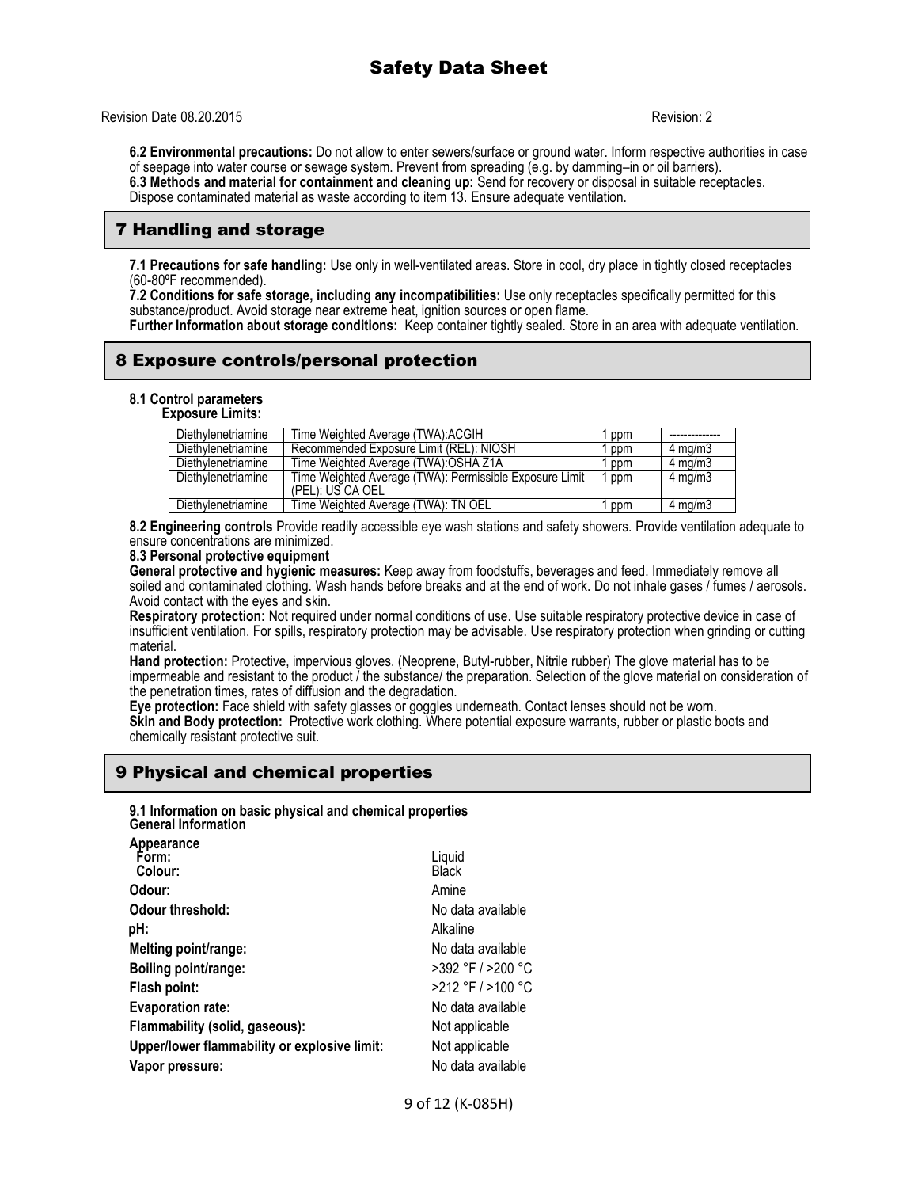**6.2 Environmental precautions:** Do not allow to enter sewers/surface or ground water. Inform respective authorities in case of seepage into water course or sewage system. Prevent from spreading (e.g. by damming–in or oil barriers).
**6.3 Methods and material for containment and cleaning up:** Send for recovery or disposal in suitable receptacles. Dispose contaminated material as waste according to item 13. Ensure adequate ventilation.

## 7 Handling and storage

**7.1 Precautions for safe handling:** Use only in well-ventilated areas. Store in cool, dry place in tightly closed receptacles (60-80ºF recommended).
**7.2 Conditions for safe storage, including any incompatibilities:** Use only receptacles specifically permitted for this substance/product. Avoid storage near extreme heat, ignition sources or open flame.
**Further Information about storage conditions:** Keep container tightly sealed. Store in an area with adequate ventilation.

## 8 Exposure controls/personal protection

**8.1 Control parameters**
**Exposure Limits:**

| | | | |
|---|---|---|---|
| Diethylenetriamine | Time Weighted Average (TWA):ACGIH | 1 ppm | -------------- |
| Diethylenetriamine | Recommended Exposure Limit (REL): NIOSH | 1 ppm | 4 mg/m3 |
| Diethylenetriamine | Time Weighted Average (TWA):OSHA Z1A | 1 ppm | 4 mg/m3 |
| Diethylenetriamine | Time Weighted Average (TWA): Permissible Exposure Limit (PEL): US CA OEL | 1 ppm | 4 mg/m3 |
| Diethylenetriamine | Time Weighted Average (TWA): TN OEL | 1 ppm | 4 mg/m3 |

**8.2 Engineering controls** Provide readily accessible eye wash stations and safety showers. Provide ventilation adequate to ensure concentrations are minimized.
**8.3 Personal protective equipment**
**General protective and hygienic measures:** Keep away from foodstuffs, beverages and feed. Immediately remove all soiled and contaminated clothing. Wash hands before breaks and at the end of work. Do not inhale gases / fumes / aerosols. Avoid contact with the eyes and skin.
**Respiratory protection:** Not required under normal conditions of use. Use suitable respiratory protective device in case of insufficient ventilation. For spills, respiratory protection may be advisable. Use respiratory protection when grinding or cutting material.
**Hand protection:** Protective, impervious gloves. (Neoprene, Butyl-rubber, Nitrile rubber) The glove material has to be impermeable and resistant to the product / the substance/ the preparation. Selection of the glove material on consideration of the penetration times, rates of diffusion and the degradation.
**Eye protection:** Face shield with safety glasses or goggles underneath. Contact lenses should not be worn.
**Skin and Body protection:** Protective work clothing. Where potential exposure warrants, rubber or plastic boots and chemically resistant protective suit.

## 9 Physical and chemical properties

**9.1 Information on basic physical and chemical properties**
**General Information**

**Appearance**

| | |
|---|---|
| **Form:** | Liquid |
| **Colour:** | Black |
| **Odour:** | Amine |
| **Odour threshold:** | No data available |
| **pH:** | Alkaline |
| **Melting point/range:** | No data available |
| **Boiling point/range:** | >392 °F / >200 °C |
| **Flash point:** | >212 °F / >100 °C |
| **Evaporation rate:** | No data available |
| **Flammability (solid, gaseous):** | Not applicable |
| **Upper/lower flammability or explosive limit:** | Not applicable |
| **Vapor pressure:** | No data available |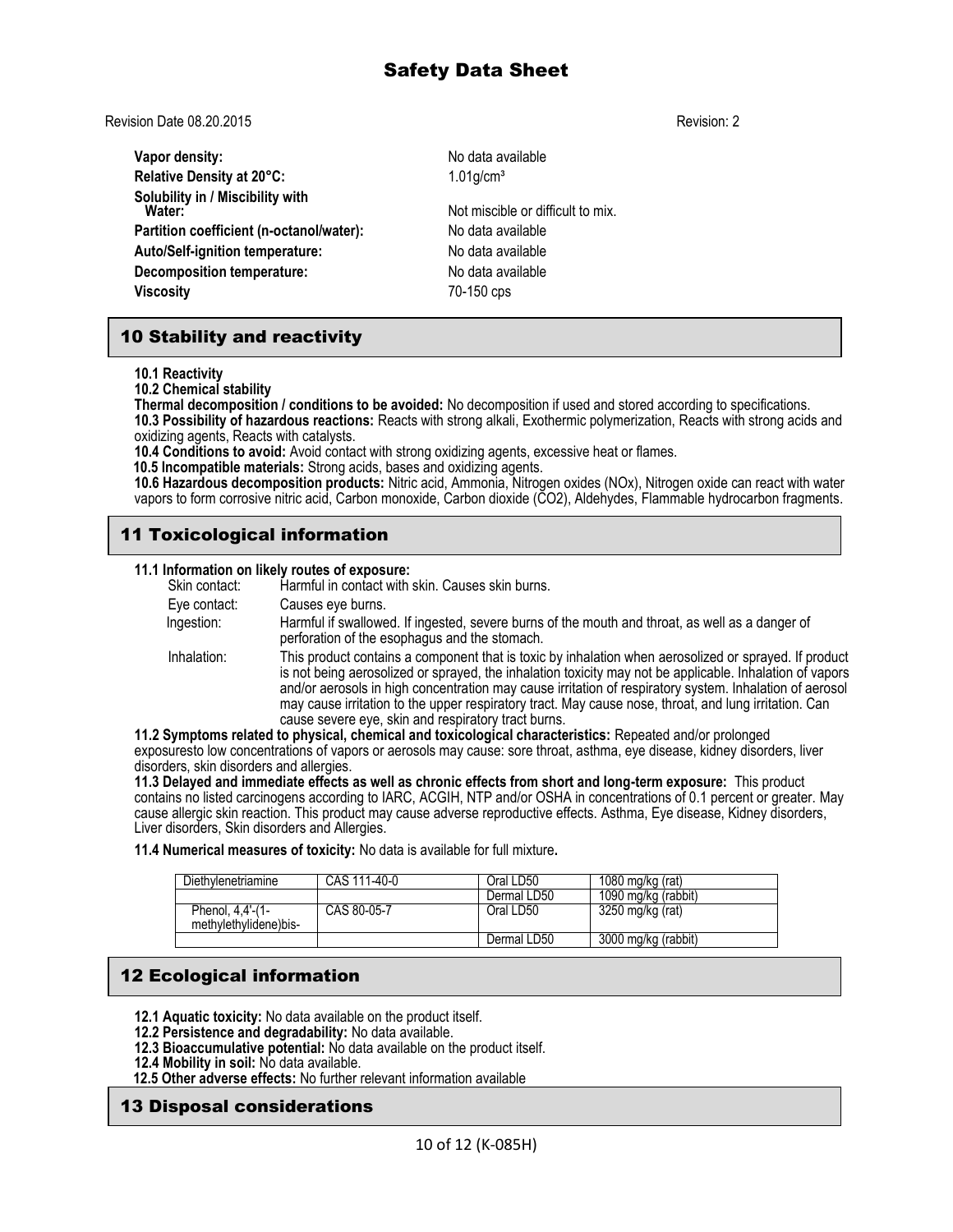| | |
|---|---|
| **Vapor density:** | No data available |
| **Relative Density at 20°C:** | 1.01g/cm³ |
| **Solubility in / Miscibility with Water:** | Not miscible or difficult to mix. |
| **Partition coefficient (n-octanol/water):** | No data available |
| **Auto/Self-ignition temperature:** | No data available |
| **Decomposition temperature:** | No data available |
| **Viscosity** | 70-150 cps |

## 10 Stability and reactivity

**10.1 Reactivity**

**10.2 Chemical stability**

**Thermal decomposition / conditions to be avoided:** No decomposition if used and stored according to specifications.

**10.3 Possibility of hazardous reactions:** Reacts with strong alkali, Exothermic polymerization, Reacts with strong acids and oxidizing agents, Reacts with catalysts.

**10.4 Conditions to avoid:** Avoid contact with strong oxidizing agents, excessive heat or flames.

**10.5 Incompatible materials:** Strong acids, bases and oxidizing agents.

**10.6 Hazardous decomposition products:** Nitric acid, Ammonia, Nitrogen oxides (NOx), Nitrogen oxide can react with water vapors to form corrosive nitric acid, Carbon monoxide, Carbon dioxide ($CO_2$), Aldehydes, Flammable hydrocarbon fragments.

## 11 Toxicological information

**11.1 Information on likely routes of exposure:**

| | |
|---|---|
| Skin contact: | Harmful in contact with skin. Causes skin burns. |
| Eye contact: | Causes eye burns. |
| Ingestion: | Harmful if swallowed. If ingested, severe burns of the mouth and throat, as well as a danger of perforation of the esophagus and the stomach. |
| Inhalation: | This product contains a component that is toxic by inhalation when aerosolized or sprayed. If product is not being aerosolized or sprayed, the inhalation toxicity may not be applicable. Inhalation of vapors and/or aerosols in high concentration may cause irritation of respiratory system. Inhalation of aerosol may cause irritation to the upper respiratory tract. May cause nose, throat, and lung irritation. Can cause severe eye, skin and respiratory tract burns. |

**11.2 Symptoms related to physical, chemical and toxicological characteristics:** Repeated and/or prolonged exposuresto low concentrations of vapors or aerosols may cause: sore throat, asthma, eye disease, kidney disorders, liver disorders, skin disorders and allergies.

**11.3 Delayed and immediate effects as well as chronic effects from short and long-term exposure:** This product contains no listed carcinogens according to IARC, ACGIH, NTP and/or OSHA in concentrations of 0.1 percent or greater. May cause allergic skin reaction. This product may cause adverse reproductive effects. Asthma, Eye disease, Kidney disorders, Liver disorders, Skin disorders and Allergies.

**11.4 Numerical measures of toxicity:** No data is available for full mixture**.**

| | | | |
|---|---|---|---|
| Diethylenetriamine | CAS 111-40-0 | Oral LD50 | 1080 mg/kg (rat) |
| | | Dermal LD50 | 1090 mg/kg (rabbit) |
| Phenol, 4,4'-(1-methylethylidene)bis- | CAS 80-05-7 | Oral LD50 | 3250 mg/kg (rat) |
| | | Dermal LD50 | 3000 mg/kg (rabbit) |

## 12 Ecological information

**12.1 Aquatic toxicity:** No data available on the product itself.

**12.2 Persistence and degradability:** No data available.

**12.3 Bioaccumulative potential:** No data available on the product itself.

**12.4 Mobility in soil:** No data available.

**12.5 Other adverse effects:** No further relevant information available

## 13 Disposal considerations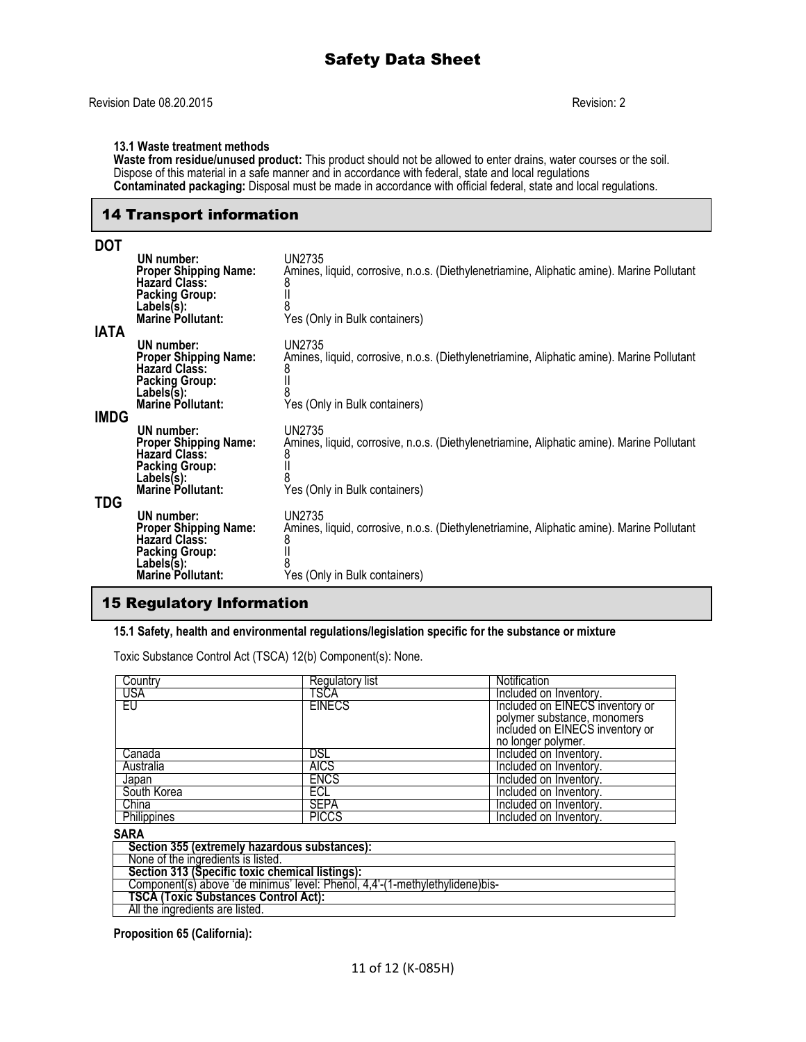**13.1 Waste treatment methods**

**Waste from residue/unused product:** This product should not be allowed to enter drains, water courses or the soil. Dispose of this material in a safe manner and in accordance with federal, state and local regulations

**Contaminated packaging:** Disposal must be made in accordance with official federal, state and local regulations.

## 14 Transport information

**DOT**

- **UN number:** UN2735
- **Proper Shipping Name:** Amines, liquid, corrosive, n.o.s. (Diethylenetriamine, Aliphatic amine). Marine Pollutant
- **Hazard Class:** 8
- **Packing Group:** II
- **Labels(s):** 8
- **Marine Pollutant:** Yes (Only in Bulk containers)

**IATA**

- **UN number:** UN2735
- **Proper Shipping Name:** Amines, liquid, corrosive, n.o.s. (Diethylenetriamine, Aliphatic amine). Marine Pollutant
- **Hazard Class:** 8
- **Packing Group:** II
- **Labels(s):** 8
- **Marine Pollutant:** Yes (Only in Bulk containers)

**IMDG**

- **UN number:** UN2735
- **Proper Shipping Name:** Amines, liquid, corrosive, n.o.s. (Diethylenetriamine, Aliphatic amine). Marine Pollutant
- **Hazard Class:** 8
- **Packing Group:** II
- **Labels(s):** 8
- **Marine Pollutant:** Yes (Only in Bulk containers)

**TDG**

- **UN number:** UN2735
- **Proper Shipping Name:** Amines, liquid, corrosive, n.o.s. (Diethylenetriamine, Aliphatic amine). Marine Pollutant
- **Hazard Class:** 8
- **Packing Group:** II
- **Labels(s):** 8
- **Marine Pollutant:** Yes (Only in Bulk containers)

## 15 Regulatory Information

**15.1 Safety, health and environmental regulations/legislation specific for the substance or mixture**

Toxic Substance Control Act (TSCA) 12(b) Component(s): None.

| Country | Regulatory list | Notification |
|---|---|---|
| USA | TSCA | Included on Inventory. |
| EU | EINECS | Included on EINECS inventory or polymer substance, monomers included on EINECS inventory or no longer polymer. |
| Canada | DSL | Included on Inventory. |
| Australia | AICS | Included on Inventory. |
| Japan | ENCS | Included on Inventory. |
| South Korea | ECL | Included on Inventory. |
| China | SEPA | Included on Inventory. |
| Philippines | PICCS | Included on Inventory. |

**SARA**

| **Section 355 (extremely hazardous substances):** |
|---|
| None of the ingredients is listed. |
| **Section 313 (Specific toxic chemical listings):** |
| Component(s) above 'de minimus' level: Phenol, 4,4'-(1-methylethylidene)bis- |
| **TSCA (Toxic Substances Control Act):** |
| All the ingredients are listed. |

**Proposition 65 (California):**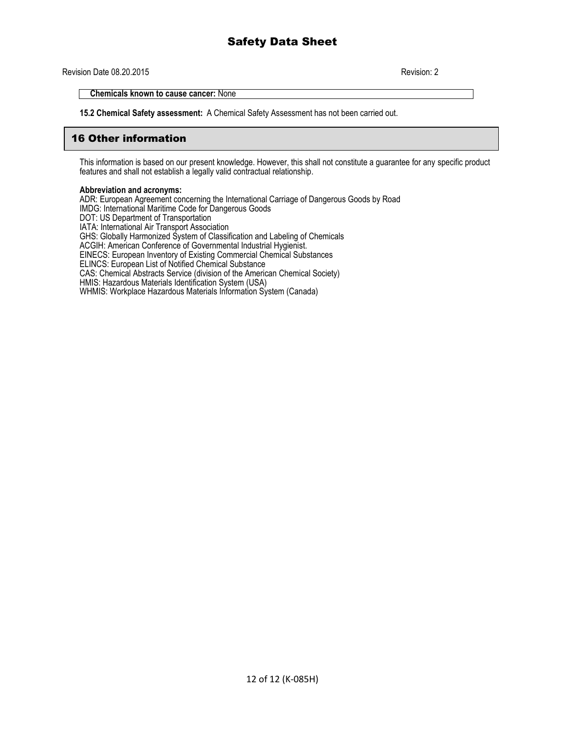**Chemicals known to cause cancer:** None

**15.2 Chemical Safety assessment:** A Chemical Safety Assessment has not been carried out.

## 16 Other information

This information is based on our present knowledge. However, this shall not constitute a guarantee for any specific product features and shall not establish a legally valid contractual relationship.

**Abbreviation and acronyms:**
ADR: European Agreement concerning the International Carriage of Dangerous Goods by Road
IMDG: International Maritime Code for Dangerous Goods
DOT: US Department of Transportation
IATA: International Air Transport Association
GHS: Globally Harmonized System of Classification and Labeling of Chemicals
ACGIH: American Conference of Governmental Industrial Hygienist.
EINECS: European Inventory of Existing Commercial Chemical Substances
ELINCS: European List of Notified Chemical Substance
CAS: Chemical Abstracts Service (division of the American Chemical Society)
HMIS: Hazardous Materials Identification System (USA)
WHMIS: Workplace Hazardous Materials Information System (Canada)